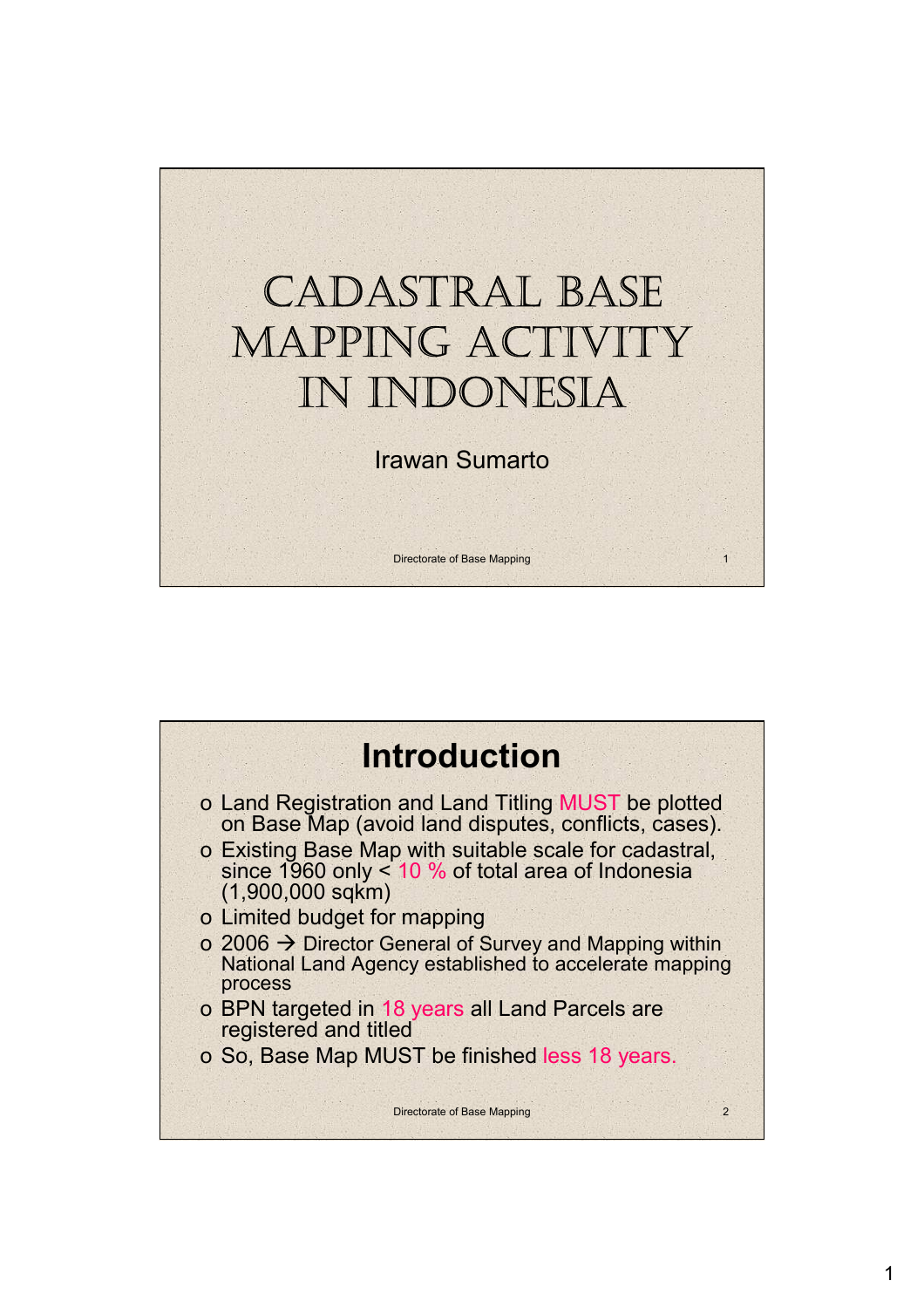# Cadastral Base Mapping Activity in Indonesia

Irawan Sumarto

Directorate of Base Mapping

## Introduction

- Land Registration and Land Titling MUST be plotted on Base Map (avoid land disputes, conflicts, cases).
- Existing Base Map with suitable scale for cadastral, since 1960 only < 10 % of total area of Indonesia (1,900,000 sqkm)
- Limited budget for mapping
- 2006 → Director General of Survey and Mapping within National Land Agency established to accelerate mapping process
- BPN targeted in 18 years all Land Parcels are registered and titled
- So, Base Map MUST be finished less 18 years.

Directorate of Base Mapping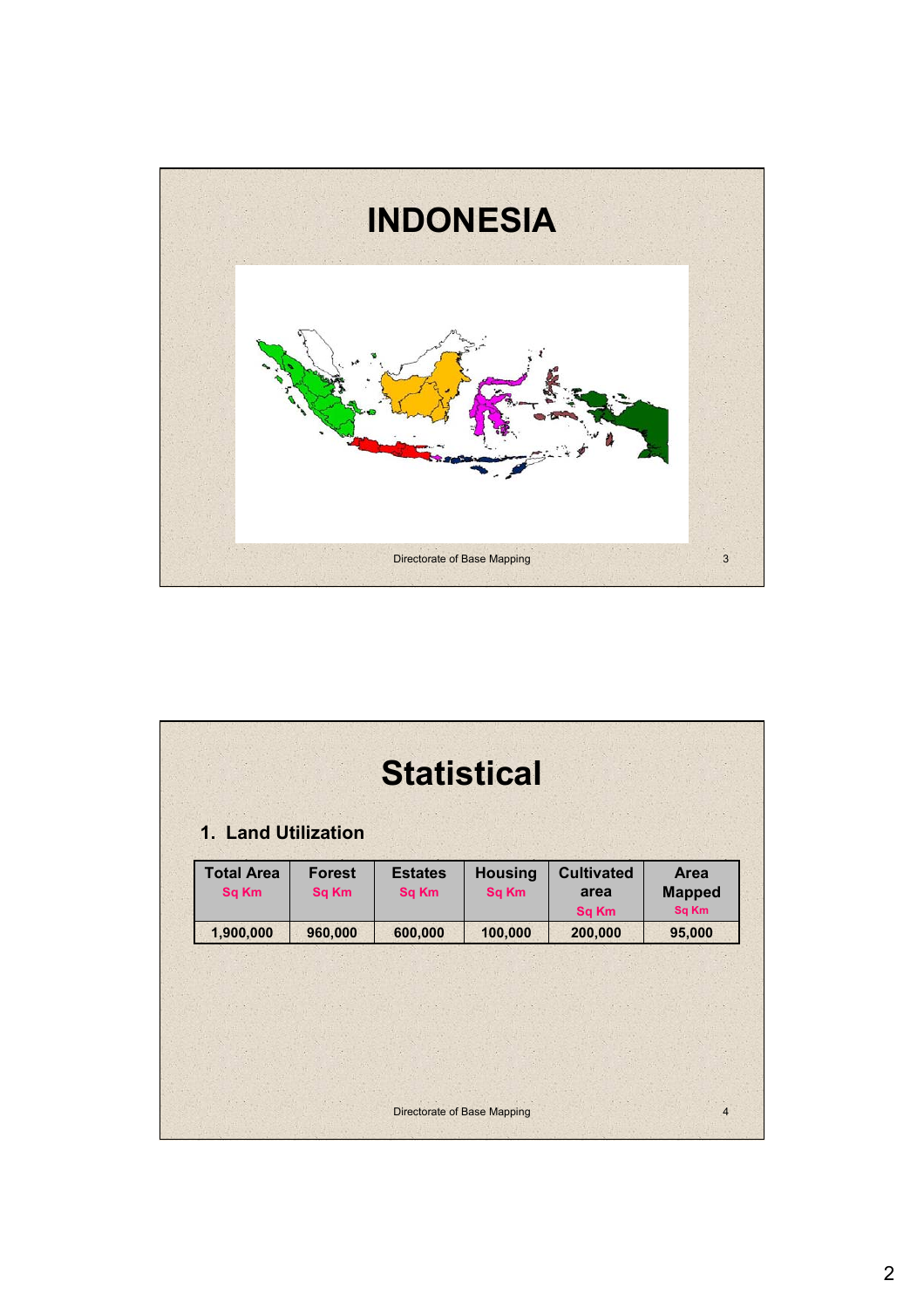# INDONESIA

# Statistical

## 1. Land Utilization

| Total Area Sq Km | Forest Sq Km | Estates Sq Km | Housing Sq Km | Cultivated area Sq Km | Area Mapped Sq Km |
|---|---|---|---|---|---|
| 1,900,000 | 960,000 | 600,000 | 100,000 | 200,000 | 95,000 |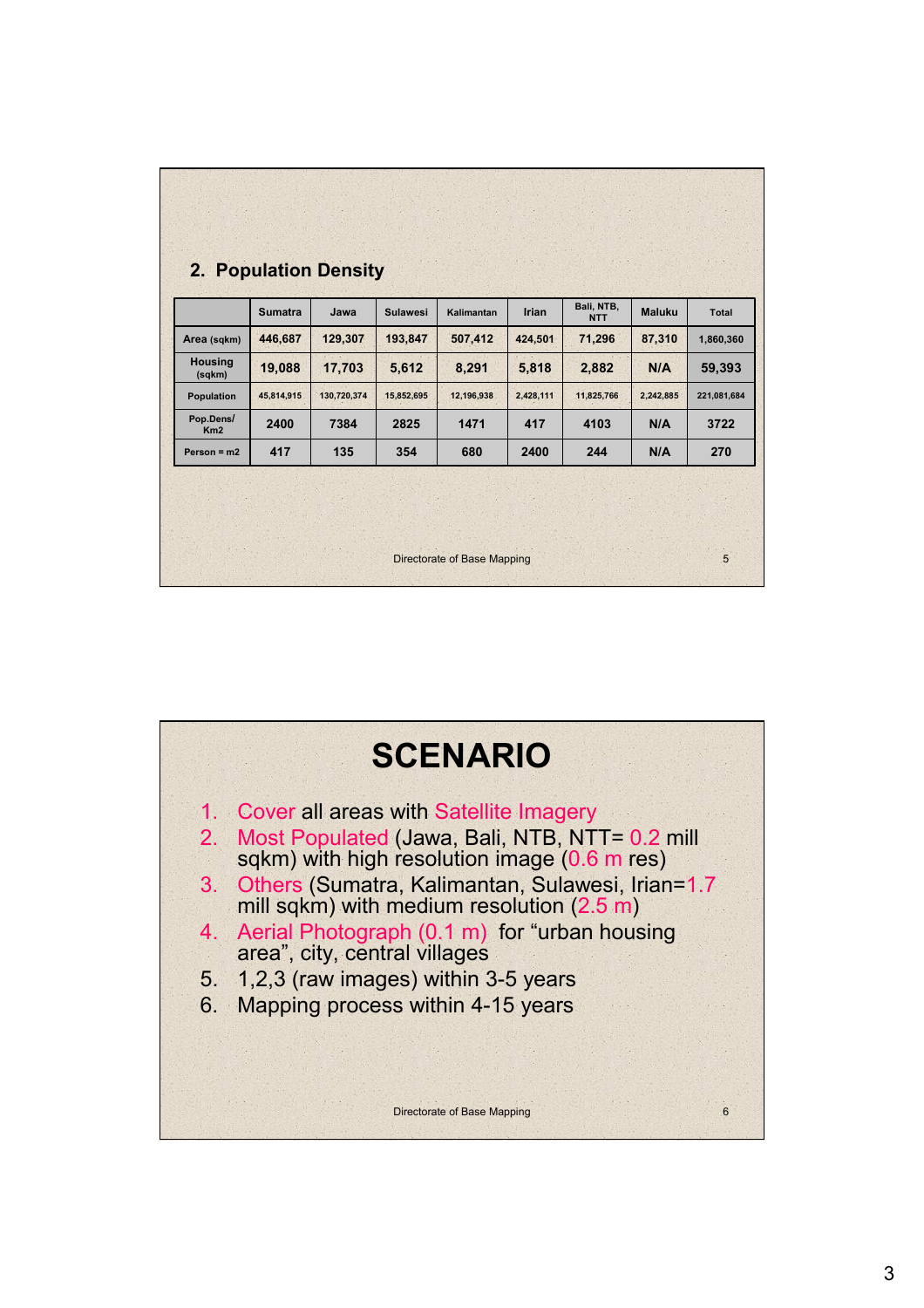## 2. Population Density

| | Sumatra | Jawa | Sulawesi | Kalimantan | Irian | Bali, NTB, NTT | Maluku | Total |
|---|---|---|---|---|---|---|---|---|
| Area (sqkm) | 446,687 | 129,307 | 193,847 | 507,412 | 424,501 | 71,296 | 87,310 | 1,860,360 |
| Housing (sqkm) | 19,088 | 17,703 | 5,612 | 8,291 | 5,818 | 2,882 | N/A | 59,393 |
| Population | 45,814,915 | 130,720,374 | 15,852,695 | 12,196,938 | 2,428,111 | 11,825,766 | 2,242,885 | 221,081,684 |
| Pop.Dens/ Km2 | 2400 | 7384 | 2825 | 1471 | 417 | 4103 | N/A | 3722 |
| Person = m2 | 417 | 135 | 354 | 680 | 2400 | 244 | N/A | 270 |

Directorate of Base Mapping

# SCENARIO

1. Cover all areas with Satellite Imagery
2. Most Populated (Jawa, Bali, NTB, NTT= 0.2 mill sqkm) with high resolution image (0.6 m res)
3. Others (Sumatra, Kalimantan, Sulawesi, Irian=1.7 mill sqkm) with medium resolution (2.5 m)
4. Aerial Photograph (0.1 m) for "urban housing area", city, central villages
5. 1,2,3 (raw images) within 3-5 years
6. Mapping process within 4-15 years

Directorate of Base Mapping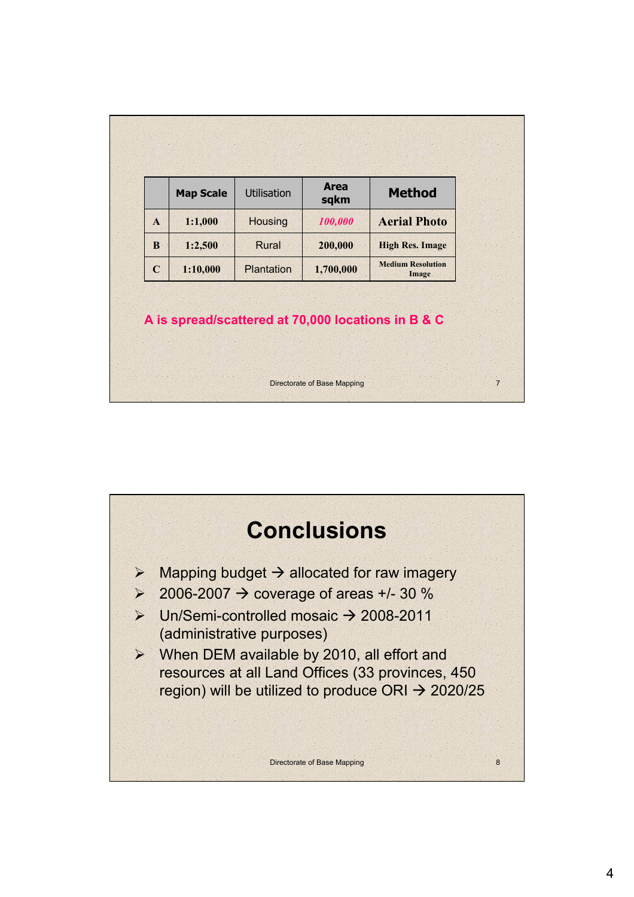|   | Map Scale | Utilisation | Area sqkm | Method |
|---|---|---|---|---|
| A | 1:1,000 | Housing | *100,000* | Aerial Photo |
| B | 1:2,500 | Rural | 200,000 | High Res. Image |
| C | 1:10,000 | Plantation | 1,700,000 | Medium Resolution Image |

**A is spread/scattered at 70,000 locations in B & C**

# Conclusions

- Mapping budget → allocated for raw imagery
- 2006-2007 → coverage of areas +/- 30 %
- Un/Semi-controlled mosaic → 2008-2011 (administrative purposes)
- When DEM available by 2010, all effort and resources at all Land Offices (33 provinces, 450 region) will be utilized to produce ORI → 2020/25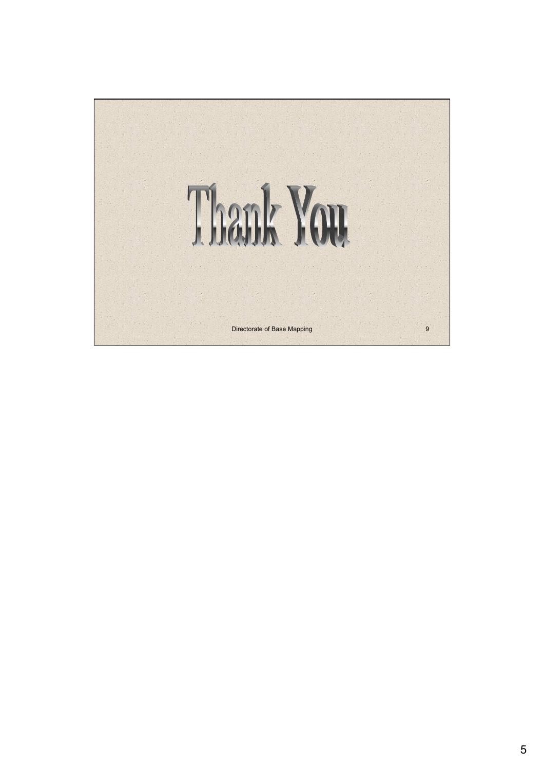# Thank You

Directorate of Base Mapping